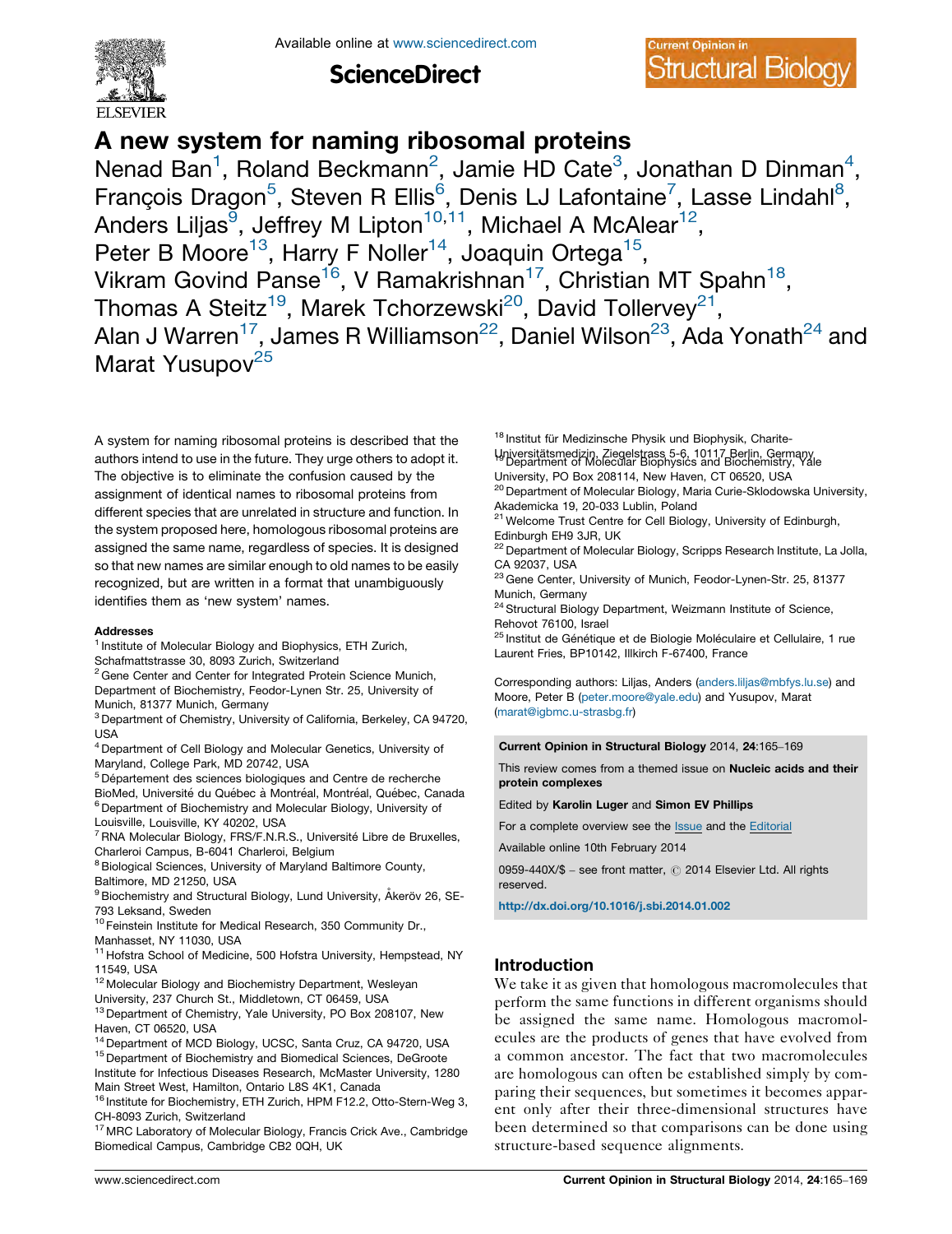# A new system for naming ribosomal proteins

Nenad Ban[1], Roland Beckmann[2], Jamie HD Cate[3], Jonathan D Dinman[4], François Dragon[5], Steven R Ellis[6], Denis LJ Lafontaine[7], Lasse Lindahl[8], Anders Liljas[9], Jeffrey M Lipton[10,11], Michael A McAlear[12], Peter B Moore[13], Harry F Noller[14], Joaquin Ortega[15], Vikram Govind Panse[16], V Ramakrishnan[17], Christian MT Spahn[18], Thomas A Steitz[19], Marek Tchorzewski[20], David Tollervey[21], Alan J Warren[17], James R Williamson[22], Daniel Wilson[23], Ada Yonath[24] and Marat Yusupov[25]

A system for naming ribosomal proteins is described that the authors intend to use in the future. They urge others to adopt it. The objective is to eliminate the confusion caused by the assignment of identical names to ribosomal proteins from different species that are unrelated in structure and function. In the system proposed here, homologous ribosomal proteins are assigned the same name, regardless of species. It is designed so that new names are similar enough to old names to be easily recognized, but are written in a format that unambiguously identifies them as 'new system' names.

**Addresses**

[1] Institute of Molecular Biology and Biophysics, ETH Zurich, Schafmattstrasse 30, 8093 Zurich, Switzerland
[2] Gene Center and Center for Integrated Protein Science Munich, Department of Biochemistry, Feodor-Lynen Str. 25, University of Munich, 81377 Munich, Germany
[3] Department of Chemistry, University of California, Berkeley, CA 94720, USA
[4] Department of Cell Biology and Molecular Genetics, University of Maryland, College Park, MD 20742, USA
[5] Département des sciences biologiques and Centre de recherche BioMed, Université du Québec à Montréal, Montréal, Québec, Canada
[6] Department of Biochemistry and Molecular Biology, University of Louisville, Louisville, KY 40202, USA
[7] RNA Molecular Biology, FRS/F.N.R.S., Université Libre de Bruxelles, Charleroi Campus, B-6041 Charleroi, Belgium
[8] Biological Sciences, University of Maryland Baltimore County, Baltimore, MD 21250, USA
[9] Biochemistry and Structural Biology, Lund University, Åkeröv 26, SE-793 Leksand, Sweden
[10] Feinstein Institute for Medical Research, 350 Community Dr., Manhasset, NY 11030, USA
[11] Hofstra School of Medicine, 500 Hofstra University, Hempstead, NY 11549, USA
[12] Molecular Biology and Biochemistry Department, Wesleyan University, 237 Church St., Middletown, CT 06459, USA
[13] Department of Chemistry, Yale University, PO Box 208107, New Haven, CT 06520, USA
[14] Department of MCD Biology, UCSC, Santa Cruz, CA 94720, USA
[15] Department of Biochemistry and Biomedical Sciences, DeGroote Institute for Infectious Diseases Research, McMaster University, 1280 Main Street West, Hamilton, Ontario L8S 4K1, Canada
[16] Institute for Biochemistry, ETH Zurich, HPM F12.2, Otto-Stern-Weg 3, CH-8093 Zurich, Switzerland
[17] MRC Laboratory of Molecular Biology, Francis Crick Ave., Cambridge Biomedical Campus, Cambridge CB2 0QH, UK
[18] Institut für Medizinsche Physik und Biophysik, Charite-Universitätsmedizin, Ziegelstrass 5-6, 10117 Berlin, Germany
[19] Department of Molecular Biophysics and Biochemistry, Yale University, PO Box 208114, New Haven, CT 06520, USA
[20] Department of Molecular Biology, Maria Curie-Sklodowska University, Akademicka 19, 20-033 Lublin, Poland
[21] Welcome Trust Centre for Cell Biology, University of Edinburgh, Edinburgh EH9 3JR, UK
[22] Department of Molecular Biology, Scripps Research Institute, La Jolla, CA 92037, USA
[23] Gene Center, University of Munich, Feodor-Lynen-Str. 25, 81377 Munich, Germany
[24] Structural Biology Department, Weizmann Institute of Science, Rehovot 76100, Israel
[25] Institut de Génétique et de Biologie Moléculaire et Cellulaire, 1 rue Laurent Fries, BP10142, Illkirch F-67400, France

Corresponding authors: Liljas, Anders (anders.liljas@mbfys.lu.se) and Moore, Peter B (peter.moore@yale.edu) and Yusupov, Marat (marat@igbmc.u-strasbg.fr)

**Current Opinion in Structural Biology** 2014, **24**:165–169

This review comes from a themed issue on **Nucleic acids and their protein complexes**

Edited by **Karolin Luger** and **Simon EV Phillips**

For a complete overview see the Issue and the Editorial

Available online 10th February 2014

0959-440X/$ – see front matter, © 2014 Elsevier Ltd. All rights reserved.

http://dx.doi.org/10.1016/j.sbi.2014.01.002

## Introduction

We take it as given that homologous macromolecules that perform the same functions in different organisms should be assigned the same name. Homologous macromolecules are the products of genes that have evolved from a common ancestor. The fact that two macromolecules are homologous can often be established simply by comparing their sequences, but sometimes it becomes apparent only after their three-dimensional structures have been determined so that comparisons can be done using structure-based sequence alignments.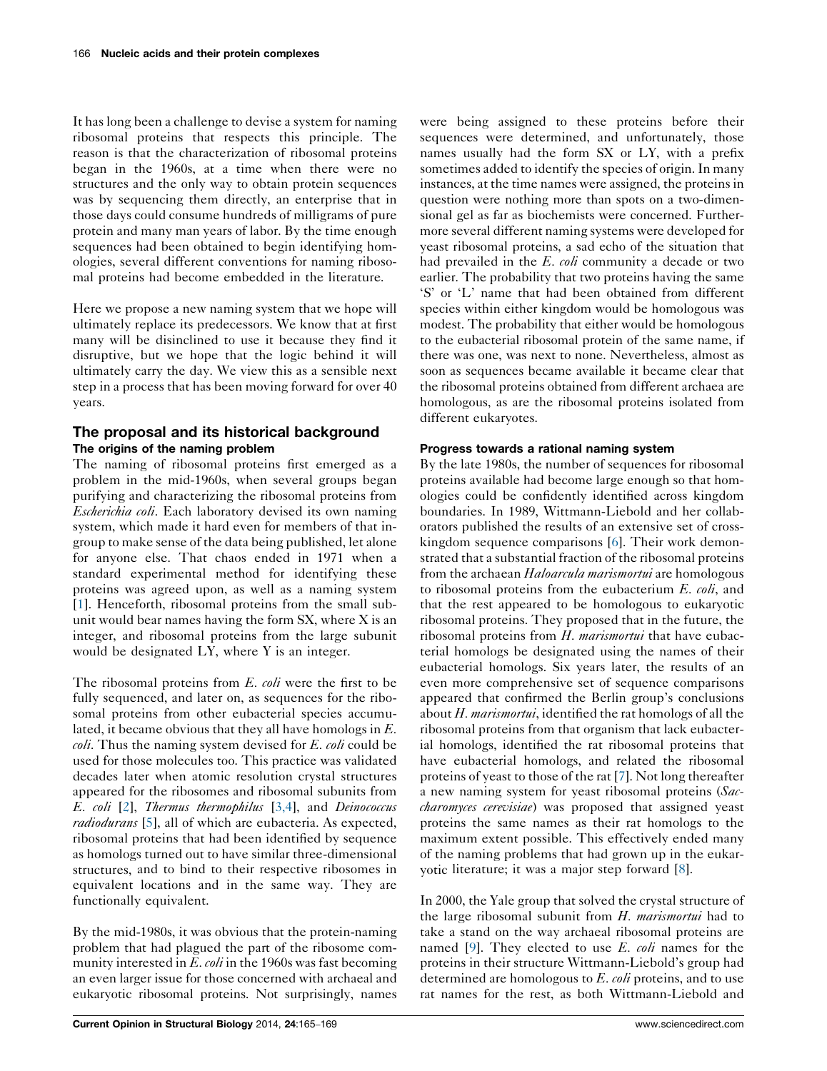It has long been a challenge to devise a system for naming ribosomal proteins that respects this principle. The reason is that the characterization of ribosomal proteins began in the 1960s, at a time when there were no structures and the only way to obtain protein sequences was by sequencing them directly, an enterprise that in those days could consume hundreds of milligrams of pure protein and many man years of labor. By the time enough sequences had been obtained to begin identifying homologies, several different conventions for naming ribosomal proteins had become embedded in the literature.

Here we propose a new naming system that we hope will ultimately replace its predecessors. We know that at first many will be disinclined to use it because they find it disruptive, but we hope that the logic behind it will ultimately carry the day. We view this as a sensible next step in a process that has been moving forward for over 40 years.

## The proposal and its historical background

### The origins of the naming problem

The naming of ribosomal proteins first emerged as a problem in the mid-1960s, when several groups began purifying and characterizing the ribosomal proteins from *Escherichia coli*. Each laboratory devised its own naming system, which made it hard even for members of that in-group to make sense of the data being published, let alone for anyone else. That chaos ended in 1971 when a standard experimental method for identifying these proteins was agreed upon, as well as a naming system [1]. Henceforth, ribosomal proteins from the small subunit would bear names having the form SX, where X is an integer, and ribosomal proteins from the large subunit would be designated LY, where Y is an integer.

The ribosomal proteins from *E. coli* were the first to be fully sequenced, and later on, as sequences for the ribosomal proteins from other eubacterial species accumulated, it became obvious that they all have homologs in *E. coli*. Thus the naming system devised for *E. coli* could be used for those molecules too. This practice was validated decades later when atomic resolution crystal structures appeared for the ribosomes and ribosomal subunits from *E. coli* [2], *Thermus thermophilus* [3,4], and *Deinococcus radiodurans* [5], all of which are eubacteria. As expected, ribosomal proteins that had been identified by sequence as homologs turned out to have similar three-dimensional structures, and to bind to their respective ribosomes in equivalent locations and in the same way. They are functionally equivalent.

By the mid-1980s, it was obvious that the protein-naming problem that had plagued the part of the ribosome community interested in *E. coli* in the 1960s was fast becoming an even larger issue for those concerned with archaeal and eukaryotic ribosomal proteins. Not surprisingly, names were being assigned to these proteins before their sequences were determined, and unfortunately, those names usually had the form SX or LY, with a prefix sometimes added to identify the species of origin. In many instances, at the time names were assigned, the proteins in question were nothing more than spots on a two-dimensional gel as far as biochemists were concerned. Furthermore several different naming systems were developed for yeast ribosomal proteins, a sad echo of the situation that had prevailed in the *E. coli* community a decade or two earlier. The probability that two proteins having the same 'S' or 'L' name that had been obtained from different species within either kingdom would be homologous was modest. The probability that either would be homologous to the eubacterial ribosomal protein of the same name, if there was one, was next to none. Nevertheless, almost as soon as sequences became available it became clear that the ribosomal proteins obtained from different archaea are homologous, as are the ribosomal proteins isolated from different eukaryotes.

### Progress towards a rational naming system

By the late 1980s, the number of sequences for ribosomal proteins available had become large enough so that homologies could be confidently identified across kingdom boundaries. In 1989, Wittmann-Liebold and her collaborators published the results of an extensive set of cross-kingdom sequence comparisons [6]. Their work demonstrated that a substantial fraction of the ribosomal proteins from the archaean *Haloarcula marismortui* are homologous to ribosomal proteins from the eubacterium *E. coli*, and that the rest appeared to be homologous to eukaryotic ribosomal proteins. They proposed that in the future, the ribosomal proteins from *H. marismortui* that have eubacterial homologs be designated using the names of their eubacterial homologs. Six years later, the results of an even more comprehensive set of sequence comparisons appeared that confirmed the Berlin group's conclusions about *H. marismortui*, identified the rat homologs of all the ribosomal proteins from that organism that lack eubacterial homologs, identified the rat ribosomal proteins that have eubacterial homologs, and related the ribosomal proteins of yeast to those of the rat [7]. Not long thereafter a new naming system for yeast ribosomal proteins (*Saccharomyces cerevisiae*) was proposed that assigned yeast proteins the same names as their rat homologs to the maximum extent possible. This effectively ended many of the naming problems that had grown up in the eukaryotic literature; it was a major step forward [8].

In 2000, the Yale group that solved the crystal structure of the large ribosomal subunit from *H. marismortui* had to take a stand on the way archaeal ribosomal proteins are named [9]. They elected to use *E. coli* names for the proteins in their structure Wittmann-Liebold's group had determined are homologous to *E. coli* proteins, and to use rat names for the rest, as both Wittmann-Liebold and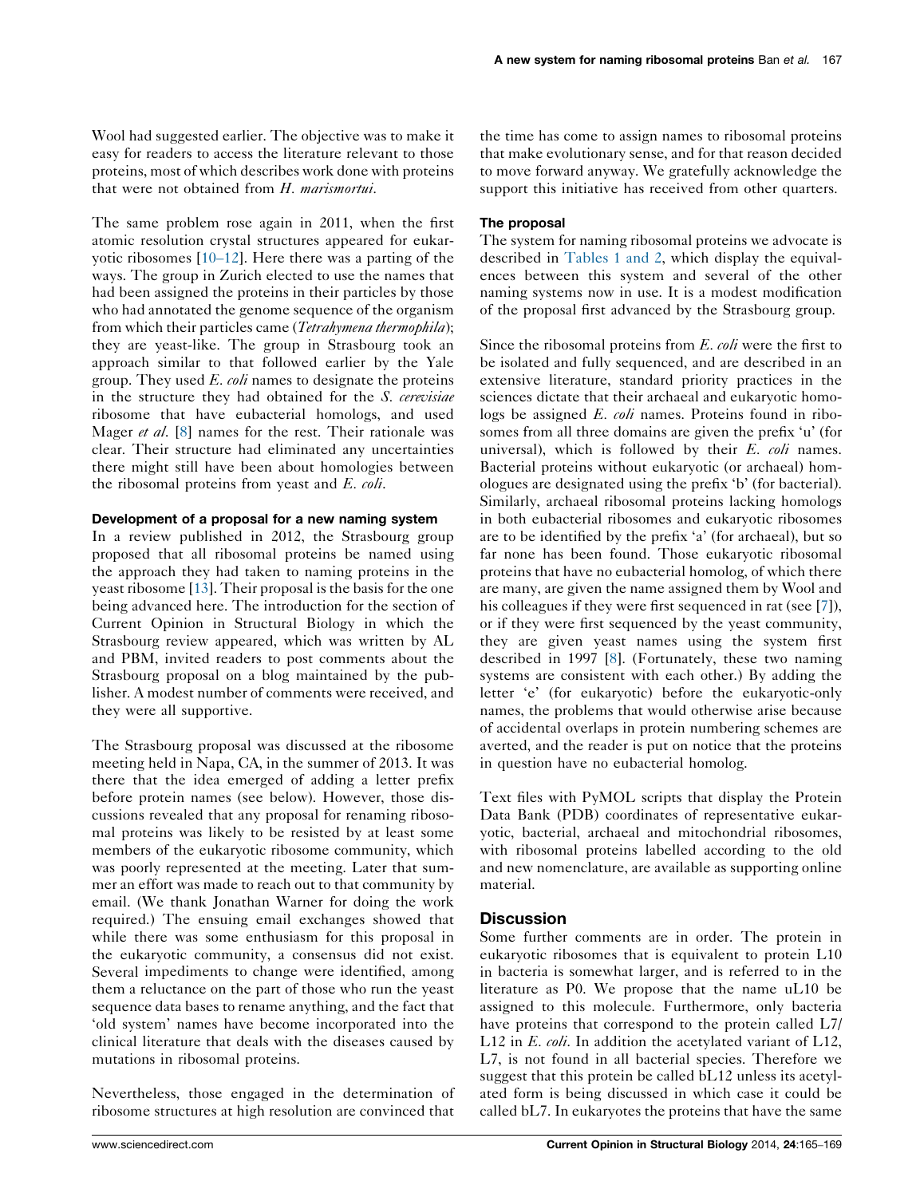Wool had suggested earlier. The objective was to make it easy for readers to access the literature relevant to those proteins, most of which describes work done with proteins that were not obtained from *H. marismortui*.

The same problem rose again in 2011, when the first atomic resolution crystal structures appeared for eukaryotic ribosomes [10–12]. Here there was a parting of the ways. The group in Zurich elected to use the names that had been assigned the proteins in their particles by those who had annotated the genome sequence of the organism from which their particles came (*Tetrahymena thermophila*); they are yeast-like. The group in Strasbourg took an approach similar to that followed earlier by the Yale group. They used *E. coli* names to designate the proteins in the structure they had obtained for the *S. cerevisiae* ribosome that have eubacterial homologs, and used Mager *et al*. [8] names for the rest. Their rationale was clear. Their structure had eliminated any uncertainties there might still have been about homologies between the ribosomal proteins from yeast and *E. coli*.

### Development of a proposal for a new naming system

In a review published in 2012, the Strasbourg group proposed that all ribosomal proteins be named using the approach they had taken to naming proteins in the yeast ribosome [13]. Their proposal is the basis for the one being advanced here. The introduction for the section of Current Opinion in Structural Biology in which the Strasbourg review appeared, which was written by AL and PBM, invited readers to post comments about the Strasbourg proposal on a blog maintained by the publisher. A modest number of comments were received, and they were all supportive.

The Strasbourg proposal was discussed at the ribosome meeting held in Napa, CA, in the summer of 2013. It was there that the idea emerged of adding a letter prefix before protein names (see below). However, those discussions revealed that any proposal for renaming ribosomal proteins was likely to be resisted by at least some members of the eukaryotic ribosome community, which was poorly represented at the meeting. Later that summer an effort was made to reach out to that community by email. (We thank Jonathan Warner for doing the work required.) The ensuing email exchanges showed that while there was some enthusiasm for this proposal in the eukaryotic community, a consensus did not exist. Several impediments to change were identified, among them a reluctance on the part of those who run the yeast sequence data bases to rename anything, and the fact that 'old system' names have become incorporated into the clinical literature that deals with the diseases caused by mutations in ribosomal proteins.

Nevertheless, those engaged in the determination of ribosome structures at high resolution are convinced that the time has come to assign names to ribosomal proteins that make evolutionary sense, and for that reason decided to move forward anyway. We gratefully acknowledge the support this initiative has received from other quarters.

### The proposal

The system for naming ribosomal proteins we advocate is described in Tables 1 and 2, which display the equivalences between this system and several of the other naming systems now in use. It is a modest modification of the proposal first advanced by the Strasbourg group.

Since the ribosomal proteins from *E. coli* were the first to be isolated and fully sequenced, and are described in an extensive literature, standard priority practices in the sciences dictate that their archaeal and eukaryotic homologs be assigned *E. coli* names. Proteins found in ribosomes from all three domains are given the prefix 'u' (for universal), which is followed by their *E. coli* names. Bacterial proteins without eukaryotic (or archaeal) homologues are designated using the prefix 'b' (for bacterial). Similarly, archaeal ribosomal proteins lacking homologs in both eubacterial ribosomes and eukaryotic ribosomes are to be identified by the prefix 'a' (for archaeal), but so far none has been found. Those eukaryotic ribosomal proteins that have no eubacterial homolog, of which there are many, are given the name assigned them by Wool and his colleagues if they were first sequenced in rat (see [7]), or if they were first sequenced by the yeast community, they are given yeast names using the system first described in 1997 [8]. (Fortunately, these two naming systems are consistent with each other.) By adding the letter 'e' (for eukaryotic) before the eukaryotic-only names, the problems that would otherwise arise because of accidental overlaps in protein numbering schemes are averted, and the reader is put on notice that the proteins in question have no eubacterial homolog.

Text files with PyMOL scripts that display the Protein Data Bank (PDB) coordinates of representative eukaryotic, bacterial, archaeal and mitochondrial ribosomes, with ribosomal proteins labelled according to the old and new nomenclature, are available as supporting online material.

## Discussion

Some further comments are in order. The protein in eukaryotic ribosomes that is equivalent to protein L10 in bacteria is somewhat larger, and is referred to in the literature as P0. We propose that the name uL10 be assigned to this molecule. Furthermore, only bacteria have proteins that correspond to the protein called L7/L12 in *E. coli*. In addition the acetylated variant of L12, L7, is not found in all bacterial species. Therefore we suggest that this protein be called bL12 unless its acetylated form is being discussed in which case it could be called bL7. In eukaryotes the proteins that have the same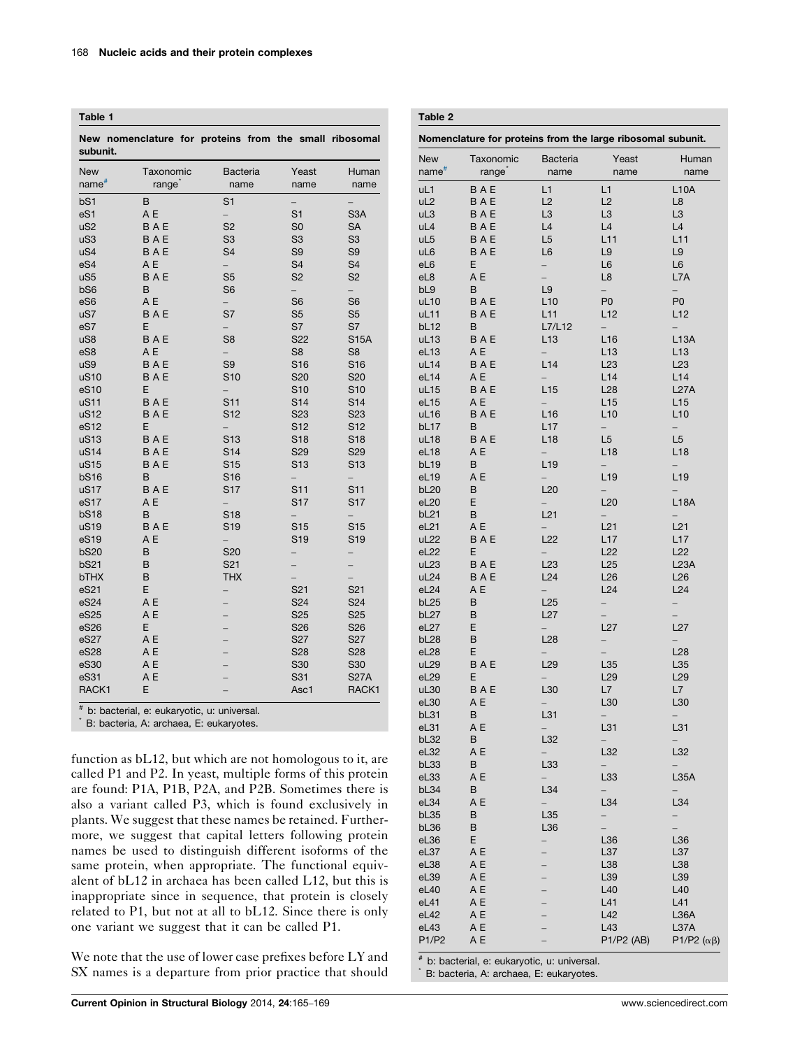**Table 1**

**New nomenclature for proteins from the small ribosomal subunit.**

| New name[#] | Taxonomic range[*] | Bacteria name | Yeast name | Human name |
|---|---|---|---|---|
| bS1 | B | S1 | – | – |
| eS1 | A E | – | S1 | S3A |
| uS2 | B A E | S2 | S0 | SA |
| uS3 | B A E | S3 | S3 | S3 |
| uS4 | B A E | S4 | S9 | S9 |
| eS4 | A E | – | S4 | S4 |
| uS5 | B A E | S5 | S2 | S2 |
| bS6 | B | S6 | – | – |
| eS6 | A E | – | S6 | S6 |
| uS7 | B A E | S7 | S5 | S5 |
| eS7 | E | – | S7 | S7 |
| uS8 | B A E | S8 | S22 | S15A |
| eS8 | A E | – | S8 | S8 |
| uS9 | B A E | S9 | S16 | S16 |
| uS10 | B A E | S10 | S20 | S20 |
| eS10 | E | – | S10 | S10 |
| uS11 | B A E | S11 | S14 | S14 |
| uS12 | B A E | S12 | S23 | S23 |
| eS12 | E | – | S12 | S12 |
| uS13 | B A E | S13 | S18 | S18 |
| uS14 | B A E | S14 | S29 | S29 |
| uS15 | B A E | S15 | S13 | S13 |
| bS16 | B | S16 | – | – |
| uS17 | B A E | S17 | S11 | S11 |
| eS17 | A E | – | S17 | S17 |
| bS18 | B | S18 | – | – |
| uS19 | B A E | S19 | S15 | S15 |
| eS19 | A E | – | S19 | S19 |
| bS20 | B | S20 | – | – |
| bS21 | B | S21 | – | – |
| bTHX | B | THX | – | – |
| eS21 | E | – | S21 | S21 |
| eS24 | A E | – | S24 | S24 |
| eS25 | A E | – | S25 | S25 |
| eS26 | E | – | S26 | S26 |
| eS27 | A E | – | S27 | S27 |
| eS28 | A E | – | S28 | S28 |
| eS30 | A E | – | S30 | S30 |
| eS31 | A E | – | S31 | S27A |
| RACK1 | E | – | Asc1 | RACK1 |

[#] b: bacterial, e: eukaryotic, u: universal.
[*] B: bacteria, A: archaea, E: eukaryotes.

function as bL12, but which are not homologous to it, are called P1 and P2. In yeast, multiple forms of this protein are found: P1A, P1B, P2A, and P2B. Sometimes there is also a variant called P3, which is found exclusively in plants. We suggest that these names be retained. Furthermore, we suggest that capital letters following protein names be used to distinguish different isoforms of the same protein, when appropriate. The functional equivalent of bL12 in archaea has been called L12, but this is inappropriate since in sequence, that protein is closely related to P1, but not at all to bL12. Since there is only one variant we suggest that it can be called P1.

We note that the use of lower case prefixes before LY and SX names is a departure from prior practice that should

**Table 2**

**Nomenclature for proteins from the large ribosomal subunit.**

| New name[#] | Taxonomic range[*] | Bacteria name | Yeast name | Human name |
|---|---|---|---|---|
| uL1 | B A E | L1 | L1 | L10A |
| uL2 | B A E | L2 | L2 | L8 |
| uL3 | B A E | L3 | L3 | L3 |
| uL4 | B A E | L4 | L4 | L4 |
| uL5 | B A E | L5 | L11 | L11 |
| uL6 | B A E | L6 | L9 | L9 |
| eL6 | E | – | L6 | L6 |
| eL8 | A E | – | L8 | L7A |
| bL9 | B | L9 | – | – |
| uL10 | B A E | L10 | P0 | P0 |
| uL11 | B A E | L11 | L12 | L12 |
| bL12 | B | L7/L12 | – | – |
| uL13 | B A E | L13 | L16 | L13A |
| eL13 | A E | – | L13 | L13 |
| uL14 | B A E | L14 | L23 | L23 |
| eL14 | A E | – | L14 | L14 |
| uL15 | B A E | L15 | L28 | L27A |
| eL15 | A E | – | L15 | L15 |
| uL16 | B A E | L16 | L10 | L10 |
| bL17 | B | L17 | – | – |
| uL18 | B A E | L18 | L5 | L5 |
| eL18 | A E | – | L18 | L18 |
| bL19 | B | L19 | – | – |
| eL19 | A E | – | L19 | L19 |
| bL20 | B | L20 | – | – |
| eL20 | E | – | L20 | L18A |
| bL21 | B | L21 | – | – |
| eL21 | A E | – | L21 | L21 |
| uL22 | B A E | L22 | L17 | L17 |
| eL22 | E | – | L22 | L22 |
| uL23 | B A E | L23 | L25 | L23A |
| uL24 | B A E | L24 | L26 | L26 |
| eL24 | A E | – | L24 | L24 |
| bL25 | B | L25 | – | – |
| bL27 | B | L27 | – | – |
| eL27 | E | – | L27 | L27 |
| bL28 | B | L28 | – | – |
| eL28 | E | – | – | L28 |
| uL29 | B A E | L29 | L35 | L35 |
| eL29 | E | – | L29 | L29 |
| uL30 | B A E | L30 | L7 | L7 |
| eL30 | A E | – | L30 | L30 |
| bL31 | B | L31 | – | – |
| eL31 | A E | – | L31 | L31 |
| bL32 | B | L32 | – | – |
| eL32 | A E | – | L32 | L32 |
| bL33 | B | L33 | – | – |
| eL33 | A E | – | L33 | L35A |
| bL34 | B | L34 | – | – |
| eL34 | A E | – | L34 | L34 |
| bL35 | B | L35 | – | – |
| bL36 | B | L36 | – | – |
| eL36 | E | – | L36 | L36 |
| eL37 | A E | – | L37 | L37 |
| eL38 | A E | – | L38 | L38 |
| eL39 | A E | – | L39 | L39 |
| eL40 | A E | – | L40 | L40 |
| eL41 | A E | – | L41 | L41 |
| eL42 | A E | – | L42 | L36A |
| eL43 | A E | – | L43 | L37A |
| P1/P2 | A E | – | P1/P2 (AB) | P1/P2 ($\alpha\beta$) |

[#] b: bacterial, e: eukaryotic, u: universal.
[*] B: bacteria, A: archaea, E: eukaryotes.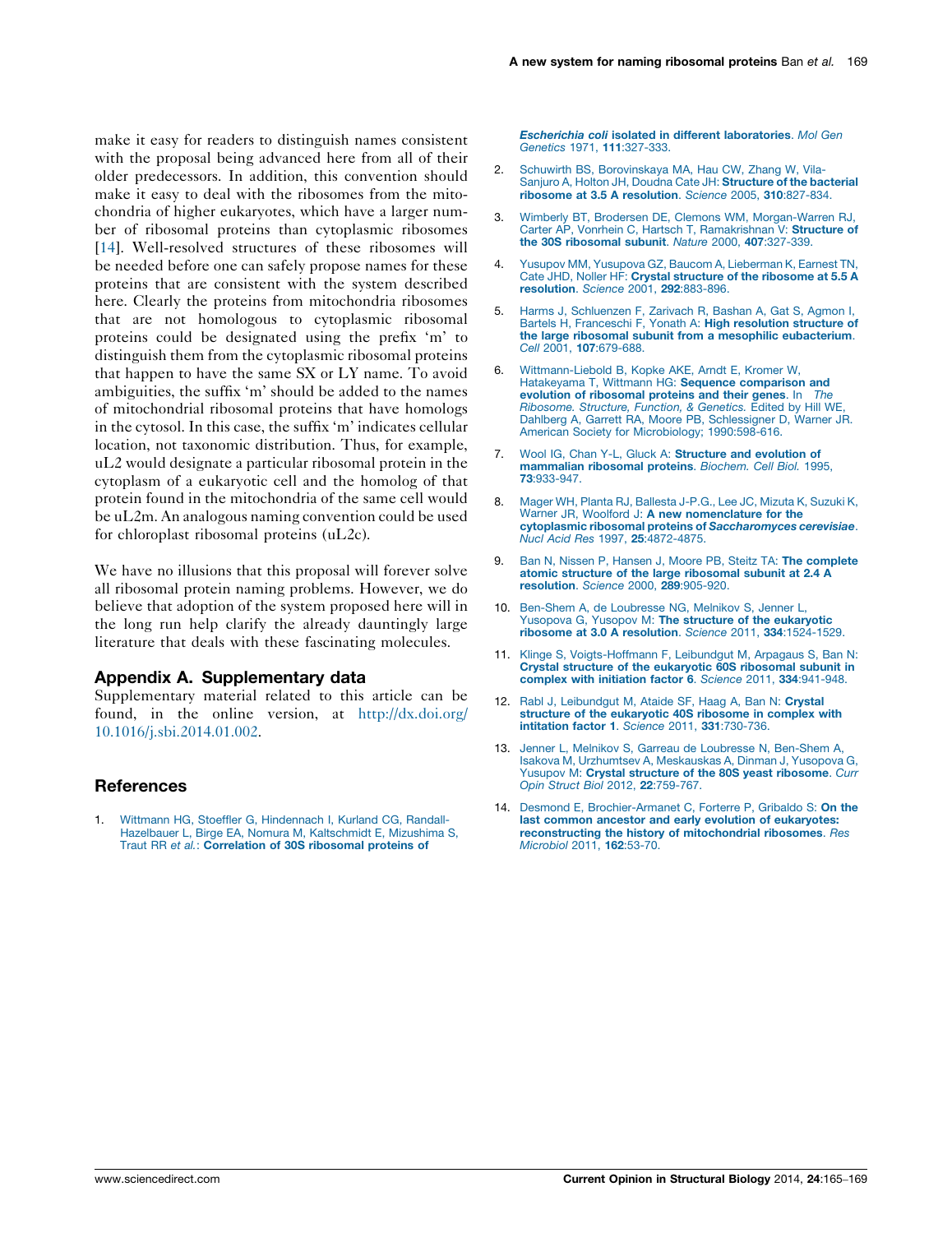make it easy for readers to distinguish names consistent with the proposal being advanced here from all of their older predecessors. In addition, this convention should make it easy to deal with the ribosomes from the mitochondria of higher eukaryotes, which have a larger number of ribosomal proteins than cytoplasmic ribosomes [14]. Well-resolved structures of these ribosomes will be needed before one can safely propose names for these proteins that are consistent with the system described here. Clearly the proteins from mitochondria ribosomes that are not homologous to cytoplasmic ribosomal proteins could be designated using the prefix 'm' to distinguish them from the cytoplasmic ribosomal proteins that happen to have the same SX or LY name. To avoid ambiguities, the suffix 'm' should be added to the names of mitochondrial ribosomal proteins that have homologs in the cytosol. In this case, the suffix 'm' indicates cellular location, not taxonomic distribution. Thus, for example, uL2 would designate a particular ribosomal protein in the cytoplasm of a eukaryotic cell and the homolog of that protein found in the mitochondria of the same cell would be uL2m. An analogous naming convention could be used for chloroplast ribosomal proteins (uL2c).

We have no illusions that this proposal will forever solve all ribosomal protein naming problems. However, we do believe that adoption of the system proposed here will in the long run help clarify the already dauntingly large literature that deals with these fascinating molecules.

## Appendix A. Supplementary data

Supplementary material related to this article can be found, in the online version, at http://dx.doi.org/10.1016/j.sbi.2014.01.002.

## References

1. Wittmann HG, Stoeffler G, Hindennach I, Kurland CG, Randall-Hazelbauer L, Birge EA, Nomura M, Kaltschmidt E, Mizushima S, Traut RR *et al.*: **Correlation of 30S ribosomal proteins of *Escherichia coli* isolated in different laboratories**. *Mol Gen Genetics* 1971, **111**:327-333.

2. Schuwirth BS, Borovinskaya MA, Hau CW, Zhang W, Vila-Sanjuro A, Holton JH, Doudna Cate JH: **Structure of the bacterial ribosome at 3.5 A resolution**. *Science* 2005, **310**:827-834.

3. Wimberly BT, Brodersen DE, Clemons WM, Morgan-Warren RJ, Carter AP, Vonrhein C, Hartsch T, Ramakrishnan V: **Structure of the 30S ribosomal subunit**. *Nature* 2000, **407**:327-339.

4. Yusupov MM, Yusupova GZ, Baucom A, Lieberman K, Earnest TN, Cate JHD, Noller HF: **Crystal structure of the ribosome at 5.5 A resolution**. *Science* 2001, **292**:883-896.

5. Harms J, Schluenzen F, Zarivach R, Bashan A, Gat S, Agmon I, Bartels H, Franceschi F, Yonath A: **High resolution structure of the large ribosomal subunit from a mesophilic eubacterium**. *Cell* 2001, **107**:679-688.

6. Wittmann-Liebold B, Kopke AKE, Arndt E, Kromer W, Hatakeyama T, Wittmann HG: **Sequence comparison and evolution of ribosomal proteins and their genes**. In *The Ribosome. Structure, Function, & Genetics*. Edited by Hill WE, Dahlberg A, Garrett RA, Moore PB, Schlessinger D, Warner JR. American Society for Microbiology; 1990:598-616.

7. Wool IG, Chan Y-L, Gluck A: **Structure and evolution of mammalian ribosomal proteins**. *Biochem. Cell Biol.* 1995, **73**:933-947.

8. Mager WH, Planta RJ, Ballesta J-P.G., Lee JC, Mizuta K, Suzuki K, Warner JR, Woolford J: **A new nomenclature for the cytoplasmic ribosomal proteins of *Saccharomyces cerevisiae***. *Nucl Acid Res* 1997, **25**:4872-4875.

9. Ban N, Nissen P, Hansen J, Moore PB, Steitz TA: **The complete atomic structure of the large ribosomal subunit at 2.4 A resolution**. *Science* 2000, **289**:905-920.

10. Ben-Shem A, de Loubresse NG, Melnikov S, Jenner L, Yusopova G, Yusopov M: **The structure of the eukaryotic ribosome at 3.0 A resolution**. *Science* 2011, **334**:1524-1529.

11. Klinge S, Voigts-Hoffmann F, Leibundgut M, Arpagaus S, Ban N: **Crystal structure of the eukaryotic 60S ribosomal subunit in complex with initiation factor 6**. *Science* 2011, **334**:941-948.

12. Rabl J, Leibundgut M, Ataide SF, Haag A, Ban N: **Crystal structure of the eukaryotic 40S ribosome in complex with intitation factor 1**. *Science* 2011, **331**:730-736.

13. Jenner L, Melnikov S, Garreau de Loubresse N, Ben-Shem A, Isakova M, Urzhumtsev A, Meskauskas A, Dinman J, Yusopova G, Yusupov M: **Crystal structure of the 80S yeast ribosome**. *Curr Opin Struct Biol* 2012, **22**:759-767.

14. Desmond E, Brochier-Armanet C, Forterre P, Gribaldo S: **On the last common ancestor and early evolution of eukaryotes: reconstructing the history of mitochondrial ribosomes**. *Res Microbiol* 2011, **162**:53-70.